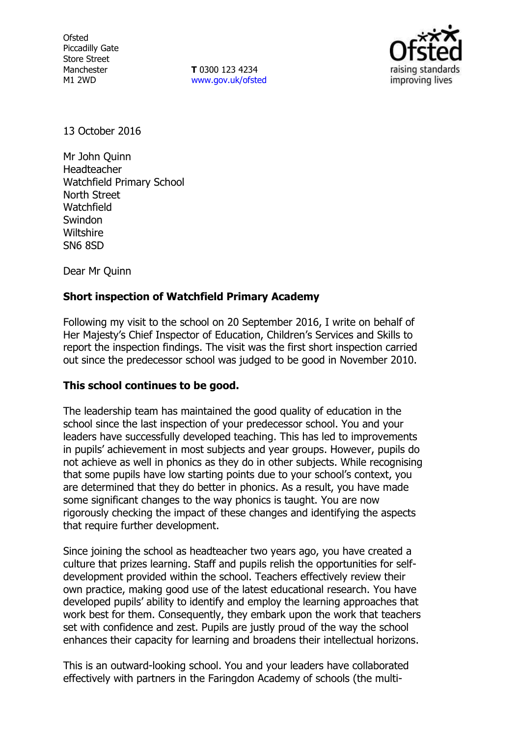Ofsted
Piccadilly Gate
Store Street
Manchester
M1 2WD

**T** 0300 123 4234
www.gov.uk/ofsted

13 October 2016

Mr John Quinn
Headteacher
Watchfield Primary School
North Street
Watchfield
Swindon
Wiltshire
SN6 8SD

Dear Mr Quinn

**Short inspection of Watchfield Primary Academy**

Following my visit to the school on 20 September 2016, I write on behalf of Her Majesty's Chief Inspector of Education, Children's Services and Skills to report the inspection findings. The visit was the first short inspection carried out since the predecessor school was judged to be good in November 2010.

**This school continues to be good.**

The leadership team has maintained the good quality of education in the school since the last inspection of your predecessor school. You and your leaders have successfully developed teaching. This has led to improvements in pupils' achievement in most subjects and year groups. However, pupils do not achieve as well in phonics as they do in other subjects. While recognising that some pupils have low starting points due to your school's context, you are determined that they do better in phonics. As a result, you have made some significant changes to the way phonics is taught. You are now rigorously checking the impact of these changes and identifying the aspects that require further development.

Since joining the school as headteacher two years ago, you have created a culture that prizes learning. Staff and pupils relish the opportunities for self-development provided within the school. Teachers effectively review their own practice, making good use of the latest educational research. You have developed pupils' ability to identify and employ the learning approaches that work best for them. Consequently, they embark upon the work that teachers set with confidence and zest. Pupils are justly proud of the way the school enhances their capacity for learning and broadens their intellectual horizons.

This is an outward-looking school. You and your leaders have collaborated effectively with partners in the Faringdon Academy of schools (the multi-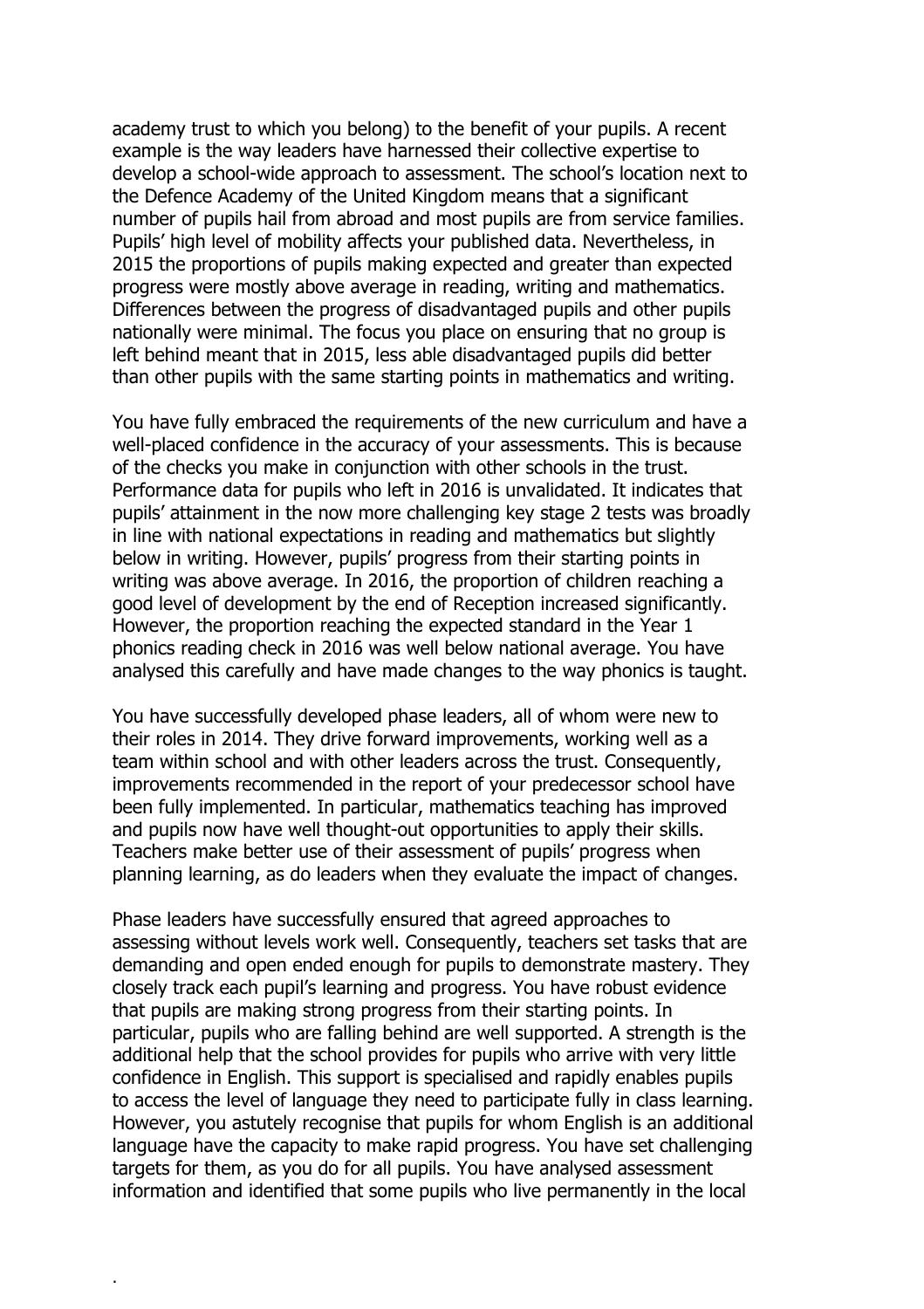academy trust to which you belong) to the benefit of your pupils. A recent example is the way leaders have harnessed their collective expertise to develop a school-wide approach to assessment. The school's location next to the Defence Academy of the United Kingdom means that a significant number of pupils hail from abroad and most pupils are from service families. Pupils' high level of mobility affects your published data. Nevertheless, in 2015 the proportions of pupils making expected and greater than expected progress were mostly above average in reading, writing and mathematics. Differences between the progress of disadvantaged pupils and other pupils nationally were minimal. The focus you place on ensuring that no group is left behind meant that in 2015, less able disadvantaged pupils did better than other pupils with the same starting points in mathematics and writing.

You have fully embraced the requirements of the new curriculum and have a well-placed confidence in the accuracy of your assessments. This is because of the checks you make in conjunction with other schools in the trust. Performance data for pupils who left in 2016 is unvalidated. It indicates that pupils' attainment in the now more challenging key stage 2 tests was broadly in line with national expectations in reading and mathematics but slightly below in writing. However, pupils' progress from their starting points in writing was above average. In 2016, the proportion of children reaching a good level of development by the end of Reception increased significantly. However, the proportion reaching the expected standard in the Year 1 phonics reading check in 2016 was well below national average. You have analysed this carefully and have made changes to the way phonics is taught.

You have successfully developed phase leaders, all of whom were new to their roles in 2014. They drive forward improvements, working well as a team within school and with other leaders across the trust. Consequently, improvements recommended in the report of your predecessor school have been fully implemented. In particular, mathematics teaching has improved and pupils now have well thought-out opportunities to apply their skills. Teachers make better use of their assessment of pupils' progress when planning learning, as do leaders when they evaluate the impact of changes.

Phase leaders have successfully ensured that agreed approaches to assessing without levels work well. Consequently, teachers set tasks that are demanding and open ended enough for pupils to demonstrate mastery. They closely track each pupil's learning and progress. You have robust evidence that pupils are making strong progress from their starting points. In particular, pupils who are falling behind are well supported. A strength is the additional help that the school provides for pupils who arrive with very little confidence in English. This support is specialised and rapidly enables pupils to access the level of language they need to participate fully in class learning. However, you astutely recognise that pupils for whom English is an additional language have the capacity to make rapid progress. You have set challenging targets for them, as you do for all pupils. You have analysed assessment information and identified that some pupils who live permanently in the local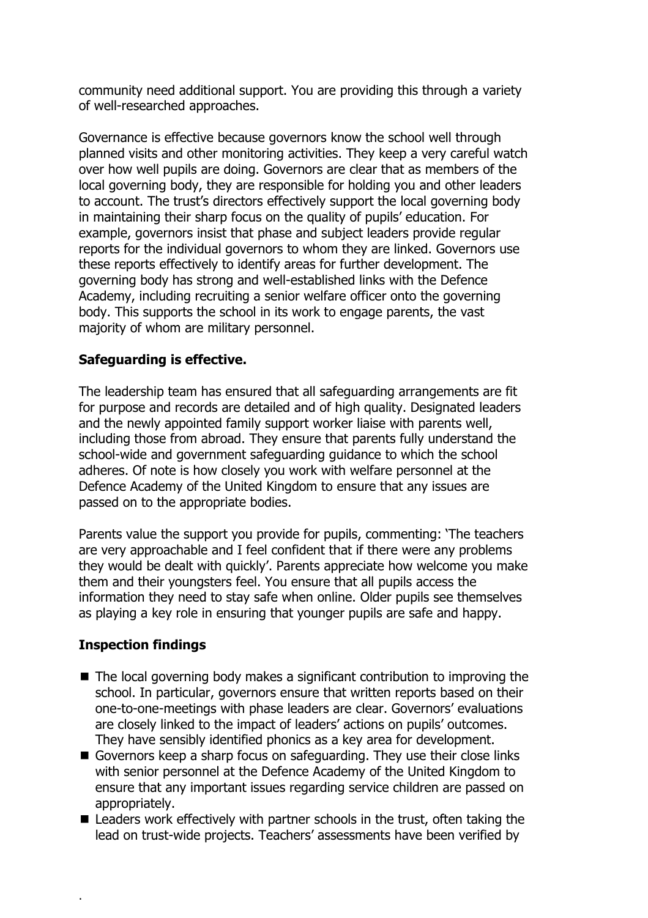community need additional support. You are providing this through a variety of well-researched approaches.

Governance is effective because governors know the school well through planned visits and other monitoring activities. They keep a very careful watch over how well pupils are doing. Governors are clear that as members of the local governing body, they are responsible for holding you and other leaders to account. The trust's directors effectively support the local governing body in maintaining their sharp focus on the quality of pupils' education. For example, governors insist that phase and subject leaders provide regular reports for the individual governors to whom they are linked. Governors use these reports effectively to identify areas for further development. The governing body has strong and well-established links with the Defence Academy, including recruiting a senior welfare officer onto the governing body. This supports the school in its work to engage parents, the vast majority of whom are military personnel.

**Safeguarding is effective.**

The leadership team has ensured that all safeguarding arrangements are fit for purpose and records are detailed and of high quality. Designated leaders and the newly appointed family support worker liaise with parents well, including those from abroad. They ensure that parents fully understand the school-wide and government safeguarding guidance to which the school adheres. Of note is how closely you work with welfare personnel at the Defence Academy of the United Kingdom to ensure that any issues are passed on to the appropriate bodies.

Parents value the support you provide for pupils, commenting: 'The teachers are very approachable and I feel confident that if there were any problems they would be dealt with quickly'. Parents appreciate how welcome you make them and their youngsters feel. You ensure that all pupils access the information they need to stay safe when online. Older pupils see themselves as playing a key role in ensuring that younger pupils are safe and happy.

**Inspection findings**

- The local governing body makes a significant contribution to improving the school. In particular, governors ensure that written reports based on their one-to-one-meetings with phase leaders are clear. Governors' evaluations are closely linked to the impact of leaders' actions on pupils' outcomes. They have sensibly identified phonics as a key area for development.
- Governors keep a sharp focus on safeguarding. They use their close links with senior personnel at the Defence Academy of the United Kingdom to ensure that any important issues regarding service children are passed on appropriately.
- Leaders work effectively with partner schools in the trust, often taking the lead on trust-wide projects. Teachers' assessments have been verified by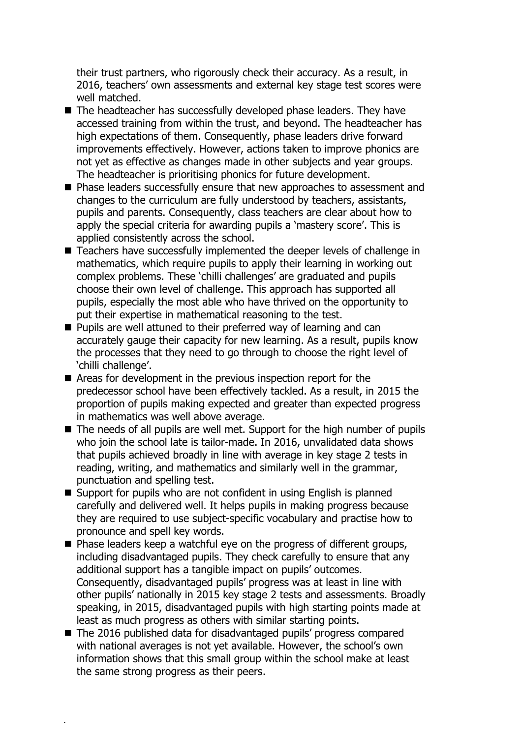their trust partners, who rigorously check their accuracy. As a result, in 2016, teachers' own assessments and external key stage test scores were well matched.

- The headteacher has successfully developed phase leaders. They have accessed training from within the trust, and beyond. The headteacher has high expectations of them. Consequently, phase leaders drive forward improvements effectively. However, actions taken to improve phonics are not yet as effective as changes made in other subjects and year groups. The headteacher is prioritising phonics for future development.
- Phase leaders successfully ensure that new approaches to assessment and changes to the curriculum are fully understood by teachers, assistants, pupils and parents. Consequently, class teachers are clear about how to apply the special criteria for awarding pupils a 'mastery score'. This is applied consistently across the school.
- Teachers have successfully implemented the deeper levels of challenge in mathematics, which require pupils to apply their learning in working out complex problems. These 'chilli challenges' are graduated and pupils choose their own level of challenge. This approach has supported all pupils, especially the most able who have thrived on the opportunity to put their expertise in mathematical reasoning to the test.
- Pupils are well attuned to their preferred way of learning and can accurately gauge their capacity for new learning. As a result, pupils know the processes that they need to go through to choose the right level of 'chilli challenge'.
- Areas for development in the previous inspection report for the predecessor school have been effectively tackled. As a result, in 2015 the proportion of pupils making expected and greater than expected progress in mathematics was well above average.
- The needs of all pupils are well met. Support for the high number of pupils who join the school late is tailor-made. In 2016, unvalidated data shows that pupils achieved broadly in line with average in key stage 2 tests in reading, writing, and mathematics and similarly well in the grammar, punctuation and spelling test.
- Support for pupils who are not confident in using English is planned carefully and delivered well. It helps pupils in making progress because they are required to use subject-specific vocabulary and practise how to pronounce and spell key words.
- Phase leaders keep a watchful eye on the progress of different groups, including disadvantaged pupils. They check carefully to ensure that any additional support has a tangible impact on pupils' outcomes. Consequently, disadvantaged pupils' progress was at least in line with other pupils' nationally in 2015 key stage 2 tests and assessments. Broadly speaking, in 2015, disadvantaged pupils with high starting points made at least as much progress as others with similar starting points.
- The 2016 published data for disadvantaged pupils' progress compared with national averages is not yet available. However, the school's own information shows that this small group within the school make at least the same strong progress as their peers.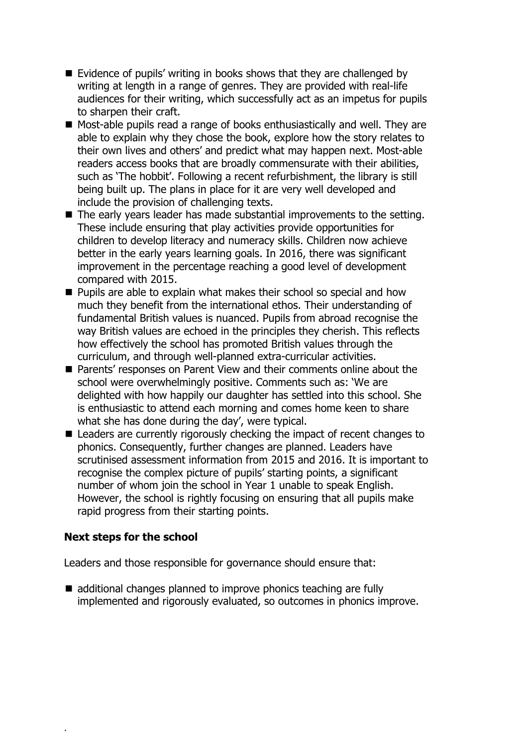- Evidence of pupils' writing in books shows that they are challenged by writing at length in a range of genres. They are provided with real-life audiences for their writing, which successfully act as an impetus for pupils to sharpen their craft.
- Most-able pupils read a range of books enthusiastically and well. They are able to explain why they chose the book, explore how the story relates to their own lives and others' and predict what may happen next. Most-able readers access books that are broadly commensurate with their abilities, such as 'The hobbit'. Following a recent refurbishment, the library is still being built up. The plans in place for it are very well developed and include the provision of challenging texts.
- The early years leader has made substantial improvements to the setting. These include ensuring that play activities provide opportunities for children to develop literacy and numeracy skills. Children now achieve better in the early years learning goals. In 2016, there was significant improvement in the percentage reaching a good level of development compared with 2015.
- Pupils are able to explain what makes their school so special and how much they benefit from the international ethos. Their understanding of fundamental British values is nuanced. Pupils from abroad recognise the way British values are echoed in the principles they cherish. This reflects how effectively the school has promoted British values through the curriculum, and through well-planned extra-curricular activities.
- Parents' responses on Parent View and their comments online about the school were overwhelmingly positive. Comments such as: 'We are delighted with how happily our daughter has settled into this school. She is enthusiastic to attend each morning and comes home keen to share what she has done during the day', were typical.
- Leaders are currently rigorously checking the impact of recent changes to phonics. Consequently, further changes are planned. Leaders have scrutinised assessment information from 2015 and 2016. It is important to recognise the complex picture of pupils' starting points, a significant number of whom join the school in Year 1 unable to speak English. However, the school is rightly focusing on ensuring that all pupils make rapid progress from their starting points.

## Next steps for the school

Leaders and those responsible for governance should ensure that:

- additional changes planned to improve phonics teaching are fully implemented and rigorously evaluated, so outcomes in phonics improve.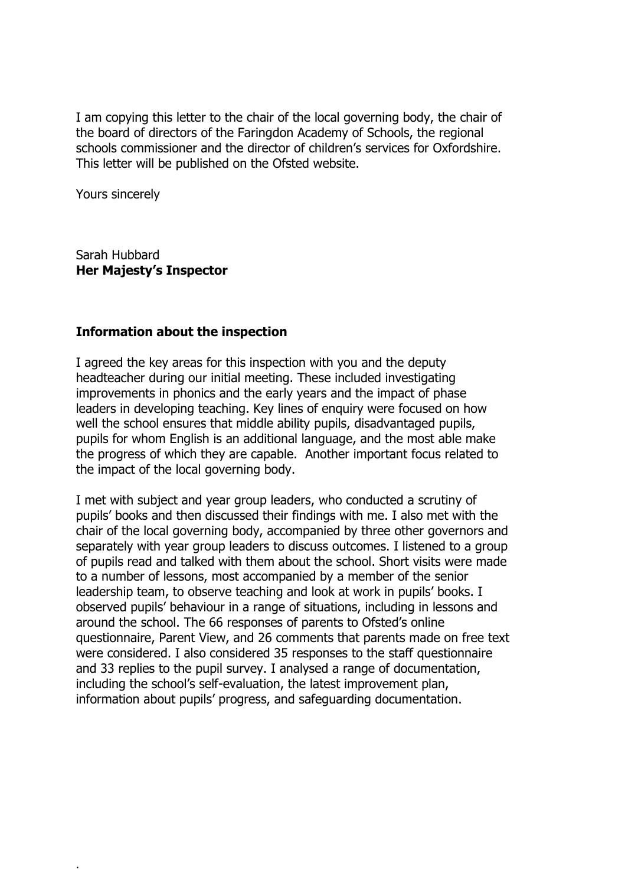I am copying this letter to the chair of the local governing body, the chair of the board of directors of the Faringdon Academy of Schools, the regional schools commissioner and the director of children's services for Oxfordshire. This letter will be published on the Ofsted website.

Yours sincerely

Sarah Hubbard
**Her Majesty's Inspector**

## Information about the inspection

I agreed the key areas for this inspection with you and the deputy headteacher during our initial meeting. These included investigating improvements in phonics and the early years and the impact of phase leaders in developing teaching. Key lines of enquiry were focused on how well the school ensures that middle ability pupils, disadvantaged pupils, pupils for whom English is an additional language, and the most able make the progress of which they are capable. Another important focus related to the impact of the local governing body.

I met with subject and year group leaders, who conducted a scrutiny of pupils' books and then discussed their findings with me. I also met with the chair of the local governing body, accompanied by three other governors and separately with year group leaders to discuss outcomes. I listened to a group of pupils read and talked with them about the school. Short visits were made to a number of lessons, most accompanied by a member of the senior leadership team, to observe teaching and look at work in pupils' books. I observed pupils' behaviour in a range of situations, including in lessons and around the school. The 66 responses of parents to Ofsted's online questionnaire, Parent View, and 26 comments that parents made on free text were considered. I also considered 35 responses to the staff questionnaire and 33 replies to the pupil survey. I analysed a range of documentation, including the school's self-evaluation, the latest improvement plan, information about pupils' progress, and safeguarding documentation.